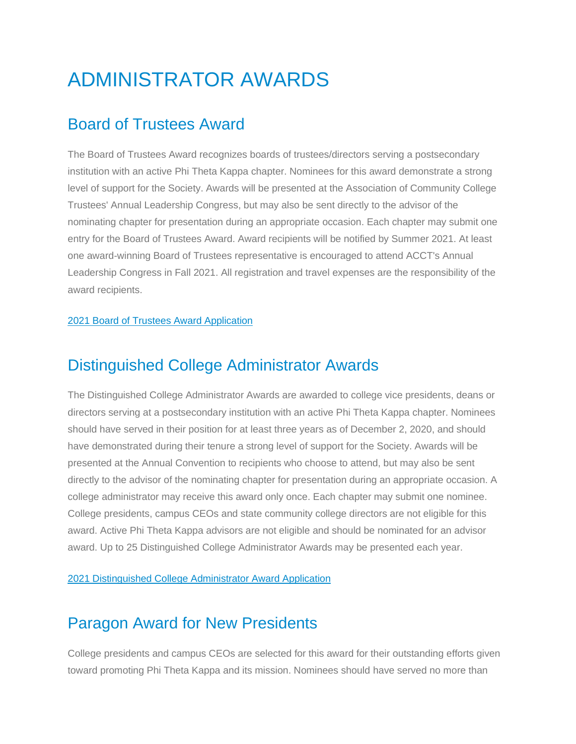# ADMINISTRATOR AWARDS

## Board of Trustees Award

The Board of Trustees Award recognizes boards of trustees/directors serving a postsecondary institution with an active Phi Theta Kappa chapter. Nominees for this award demonstrate a strong level of support for the Society. Awards will be presented at the Association of Community College Trustees' Annual Leadership Congress, but may also be sent directly to the advisor of the nominating chapter for presentation during an appropriate occasion. Each chapter may submit one entry for the Board of Trustees Award. Award recipients will be notified by Summer 2021. At least one award-winning Board of Trustees representative is encouraged to attend ACCT's Annual Leadership Congress in Fall 2021. All registration and travel expenses are the responsibility of the award recipients.

2021 Board of Trustees Award Application

## Distinguished College Administrator Awards

The Distinguished College Administrator Awards are awarded to college vice presidents, deans or directors serving at a postsecondary institution with an active Phi Theta Kappa chapter. Nominees should have served in their position for at least three years as of December 2, 2020, and should have demonstrated during their tenure a strong level of support for the Society. Awards will be presented at the Annual Convention to recipients who choose to attend, but may also be sent directly to the advisor of the nominating chapter for presentation during an appropriate occasion. A college administrator may receive this award only once. Each chapter may submit one nominee. College presidents, campus CEOs and state community college directors are not eligible for this award. Active Phi Theta Kappa advisors are not eligible and should be nominated for an advisor award. Up to 25 Distinguished College Administrator Awards may be presented each year.

2021 Distinguished College Administrator Award Application

## Paragon Award for New Presidents

College presidents and campus CEOs are selected for this award for their outstanding efforts given toward promoting Phi Theta Kappa and its mission. Nominees should have served no more than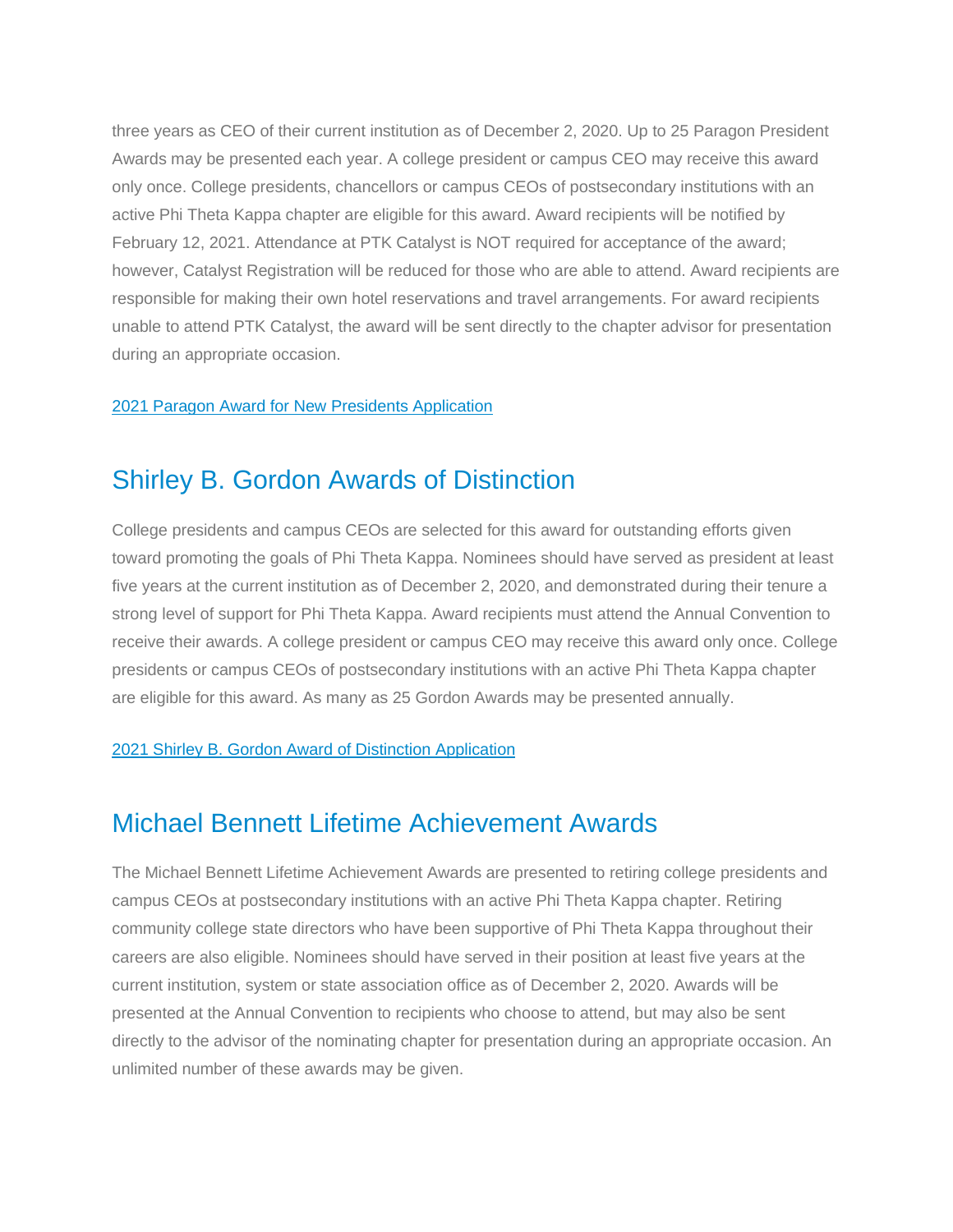three years as CEO of their current institution as of December 2, 2020. Up to 25 Paragon President Awards may be presented each year. A college president or campus CEO may receive this award only once. College presidents, chancellors or campus CEOs of postsecondary institutions with an active Phi Theta Kappa chapter are eligible for this award. Award recipients will be notified by February 12, 2021. Attendance at PTK Catalyst is NOT required for acceptance of the award; however, Catalyst Registration will be reduced for those who are able to attend. Award recipients are responsible for making their own hotel reservations and travel arrangements. For award recipients unable to attend PTK Catalyst, the award will be sent directly to the chapter advisor for presentation during an appropriate occasion.

2021 Paragon Award for New Presidents Application

## Shirley B. Gordon Awards of Distinction

College presidents and campus CEOs are selected for this award for outstanding efforts given toward promoting the goals of Phi Theta Kappa. Nominees should have served as president at least five years at the current institution as of December 2, 2020, and demonstrated during their tenure a strong level of support for Phi Theta Kappa. Award recipients must attend the Annual Convention to receive their awards. A college president or campus CEO may receive this award only once. College presidents or campus CEOs of postsecondary institutions with an active Phi Theta Kappa chapter are eligible for this award. As many as 25 Gordon Awards may be presented annually.

2021 Shirley B. Gordon Award of Distinction Application

## Michael Bennett Lifetime Achievement Awards

The Michael Bennett Lifetime Achievement Awards are presented to retiring college presidents and campus CEOs at postsecondary institutions with an active Phi Theta Kappa chapter. Retiring community college state directors who have been supportive of Phi Theta Kappa throughout their careers are also eligible. Nominees should have served in their position at least five years at the current institution, system or state association office as of December 2, 2020. Awards will be presented at the Annual Convention to recipients who choose to attend, but may also be sent directly to the advisor of the nominating chapter for presentation during an appropriate occasion. An unlimited number of these awards may be given.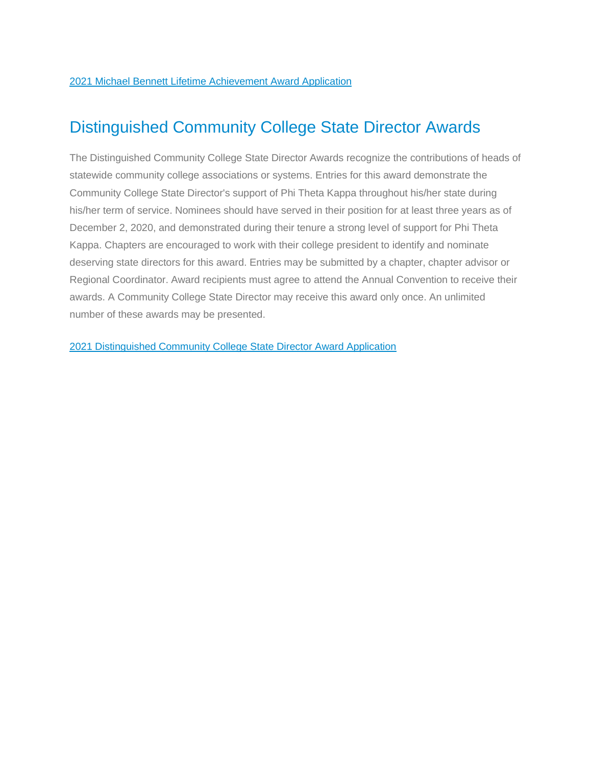[2021 Michael Bennett Lifetime Achievement Award Application]

## Distinguished Community College State Director Awards

The Distinguished Community College State Director Awards recognize the contributions of heads of statewide community college associations or systems. Entries for this award demonstrate the Community College State Director's support of Phi Theta Kappa throughout his/her state during his/her term of service. Nominees should have served in their position for at least three years as of December 2, 2020, and demonstrated during their tenure a strong level of support for Phi Theta Kappa. Chapters are encouraged to work with their college president to identify and nominate deserving state directors for this award. Entries may be submitted by a chapter, chapter advisor or Regional Coordinator. Award recipients must agree to attend the Annual Convention to receive their awards. A Community College State Director may receive this award only once. An unlimited number of these awards may be presented.

[2021 Distinguished Community College State Director Award Application]